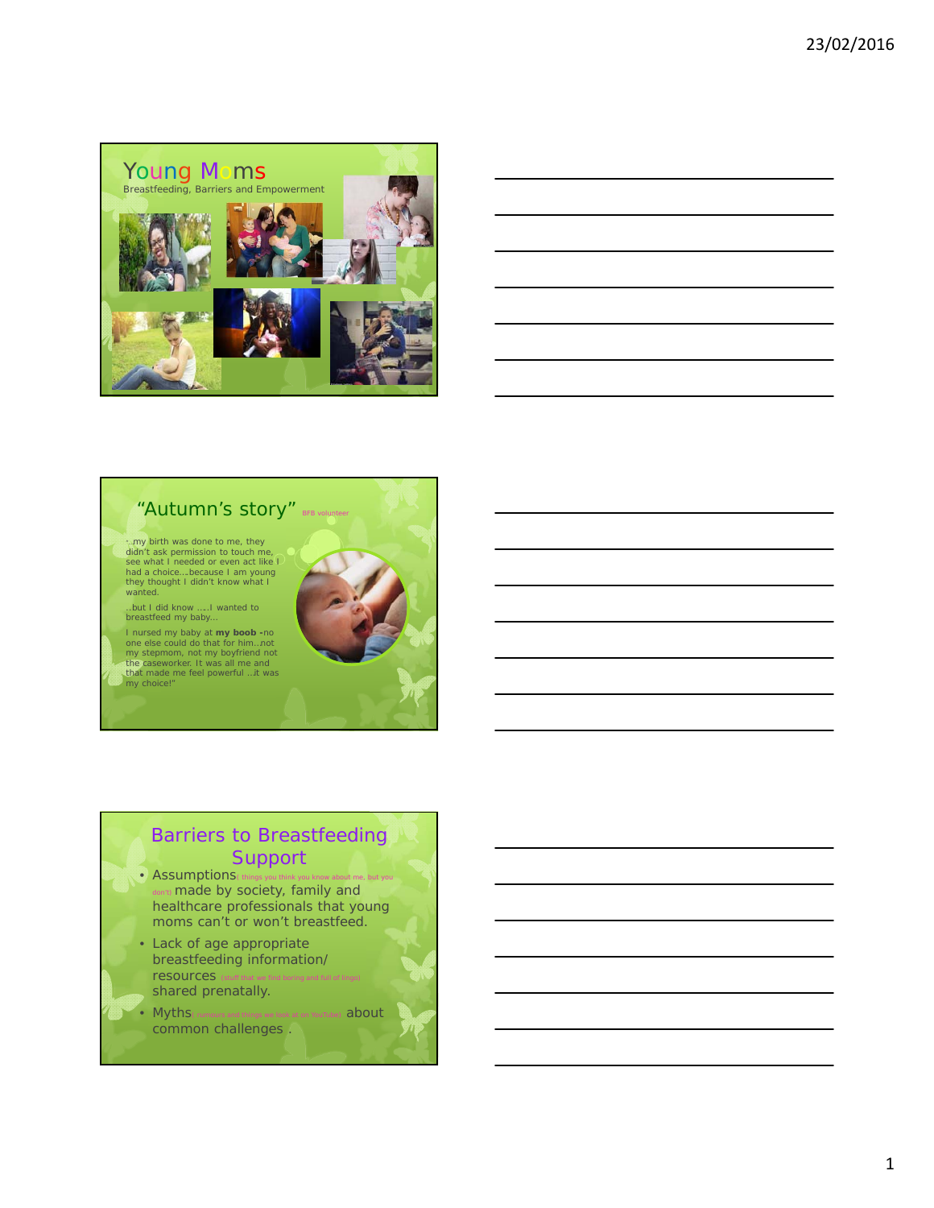## Young Moms

Breastfeeding, Barriers and Empowerment

## "Autumn's story" BFB volunteer

"..my birth was done to me, they didn't ask permission to touch me, see what I needed or even act like I had a choice....because I am young they thought I didn't know what I wanted.

..but I did know .....I wanted to breastfeed my baby...

I nursed my baby at **my boob -**no one else could do that for him..not my stepmom, not my boyfriend not the caseworker. It was all me and that made me feel powerful ...it was my choice!"

## Barriers to Breastfeeding Support

- Assumptions( things you think you know about me, but you don't) made by society, family and healthcare professionals that young moms can't or won't breastfeed.
- Lack of age appropriate breastfeeding information/ resources (stuff that we find boring and full of lingo) shared prenatally.
- Myths( rumours and things we look at on YouTube) about common challenges .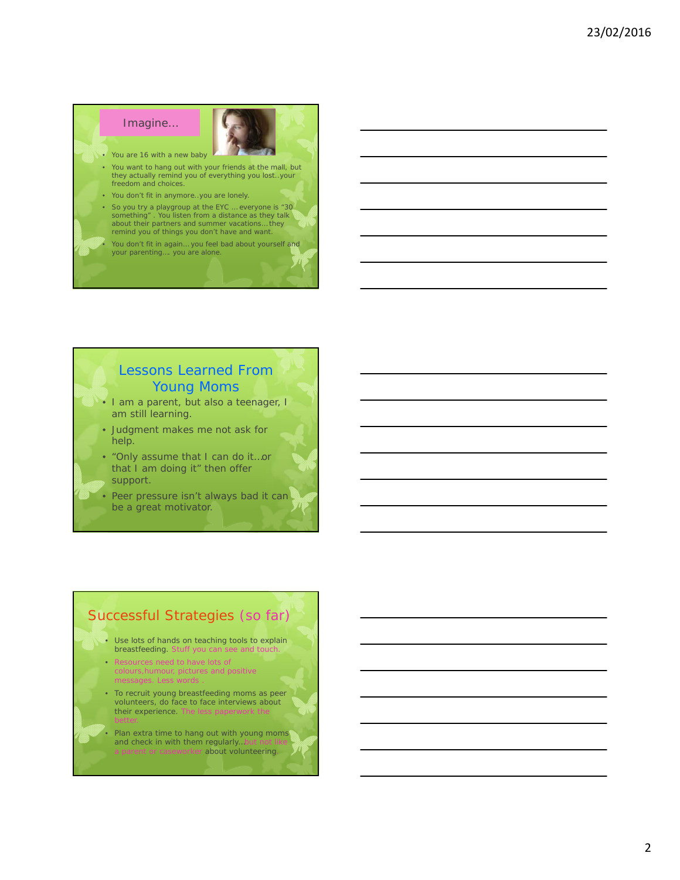## Imagine...

- You are 16 with a new baby
- You want to hang out with your friends at the mall, but they actually remind you of everything you lost..your freedom and choices.
- You don't fit in anymore..you are lonely.
- So you try a playgroup at the EYC …everyone is "30 something" . You listen from a distance as they talk about their partners and summer vacations…they remind you of things you don't have and want.
- You don't fit in again…you feel bad about yourself and your parenting…. you are alone.

## Lessons Learned From Young Moms

- I am a parent, but also a teenager, I am still learning.
- Judgment makes me not ask for help.
- "Only assume that I can do it…or that I am doing it" then offer support.
- Peer pressure isn't always bad it can be a great motivator.

## Successful Strategies (so far)

- Use lots of hands on teaching tools to explain breastfeeding. Stuff you can see and touch.
- Resources need to have lots of colours,humour, pictures and positive messages. Less words .
- To recruit young breastfeeding moms as peer volunteers, do face to face interviews about their experience. The less paperwork the better.
- Plan extra time to hang out with young moms and check in with them regularly…but not like a parent or caseworker about volunteering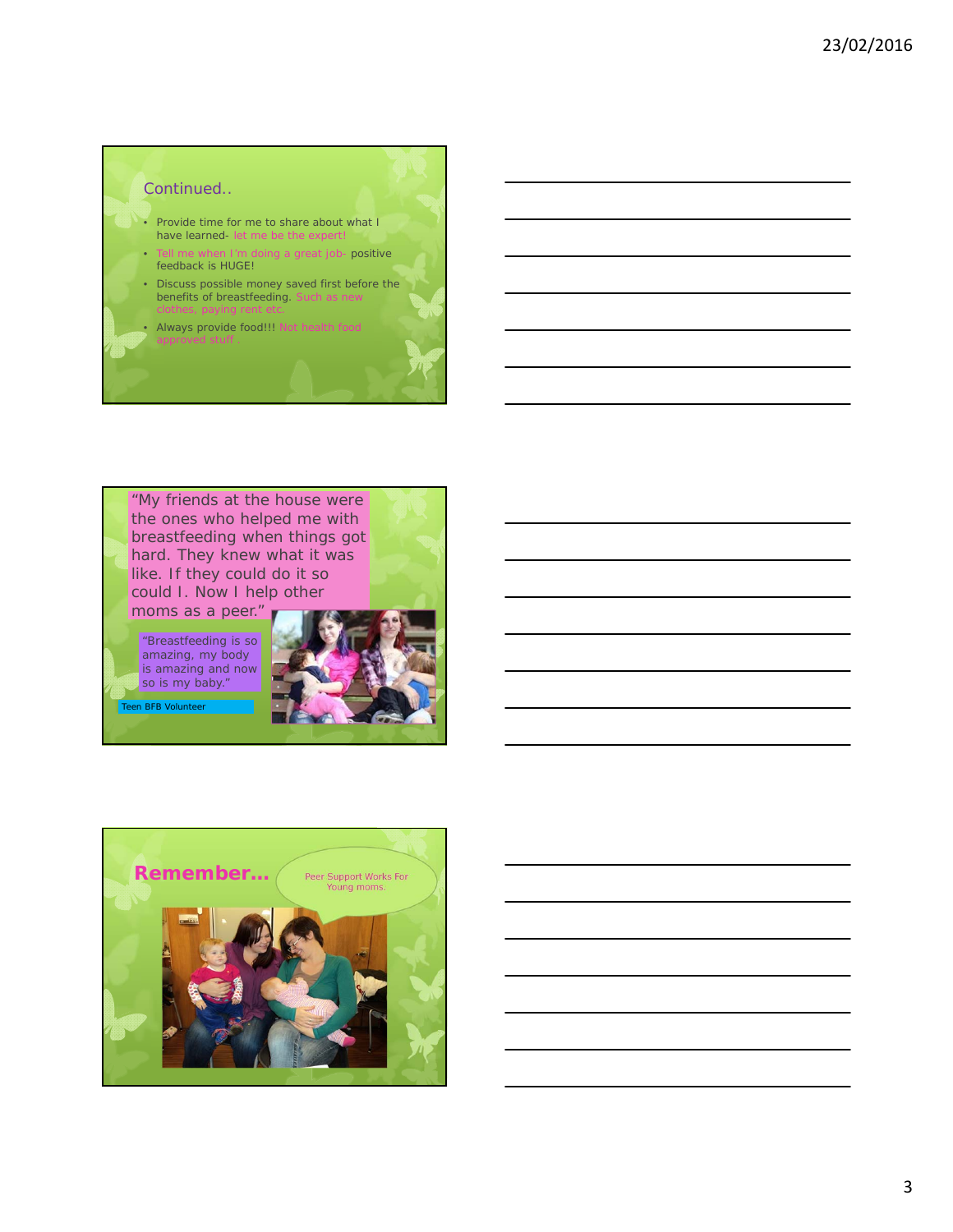## Continued..

- Provide time for me to share about what I have learned- let me be the expert!
- Tell me when I'm doing a great job- positive feedback is HUGE!
- Discuss possible money saved first before the benefits of breastfeeding. Such as new clothes, paying rent etc.
- Always provide food!!! Not health food approved stuff .

"My friends at the house were the ones who helped me with breastfeeding when things got hard. They knew what it was like. If they could do it so could I. Now I help other moms as a peer."

"Breastfeeding is so amazing, my body is amazing and now so is my baby."

Teen BFB Volunteer

## Remember...

Peer Support Works For Young moms.